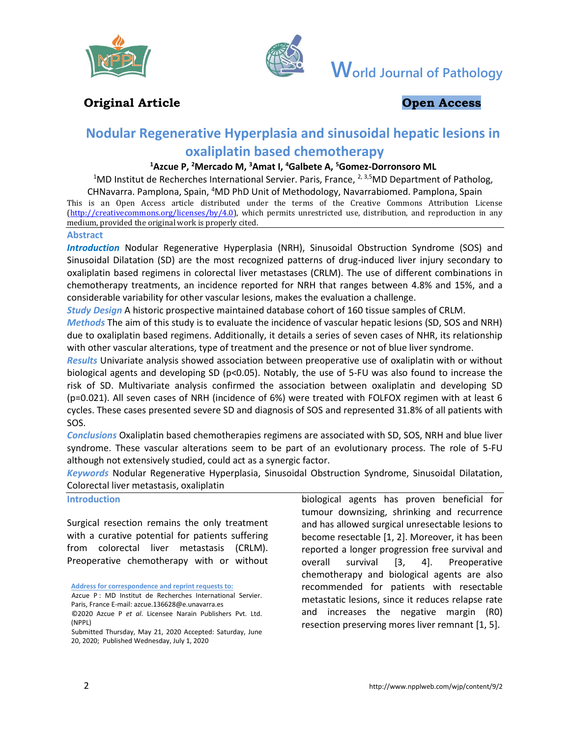World Journal of Pathology

**Original Article** **Open Access**

# Nodular Regenerative Hyperplasia and sinusoidal hepatic lesions in oxaliplatin based chemotherapy

**[1]Azcue P, [2]Mercado M, [3]Amat I, [4]Galbete A, [5]Gomez-Dorronsoro ML**

[1]MD Institut de Recherches International Servier. Paris, France, [2, 3,5]MD Department of Patholog, CHNavarra. Pamplona, Spain, [4]MD PhD Unit of Methodology, Navarrabiomed. Pamplona, Spain

This is an Open Access article distributed under the terms of the Creative Commons Attribution License (http://creativecommons.org/licenses/by/4.0), which permits unrestricted use, distribution, and reproduction in any medium, provided the original work is properly cited.

## Abstract

***Introduction*** Nodular Regenerative Hyperplasia (NRH), Sinusoidal Obstruction Syndrome (SOS) and Sinusoidal Dilatation (SD) are the most recognized patterns of drug-induced liver injury secondary to oxaliplatin based regimens in colorectal liver metastases (CRLM). The use of different combinations in chemotherapy treatments, an incidence reported for NRH that ranges between 4.8% and 15%, and a considerable variability for other vascular lesions, makes the evaluation a challenge.

***Study Design*** A historic prospective maintained database cohort of 160 tissue samples of CRLM.

***Methods*** The aim of this study is to evaluate the incidence of vascular hepatic lesions (SD, SOS and NRH) due to oxaliplatin based regimens. Additionally, it details a series of seven cases of NHR, its relationship with other vascular alterations, type of treatment and the presence or not of blue liver syndrome.

***Results*** Univariate analysis showed association between preoperative use of oxaliplatin with or without biological agents and developing SD ($p<0.05$). Notably, the use of 5-FU was also found to increase the risk of SD. Multivariate analysis confirmed the association between oxaliplatin and developing SD ($p=0.021$). All seven cases of NRH (incidence of 6%) were treated with FOLFOX regimen with at least 6 cycles. These cases presented severe SD and diagnosis of SOS and represented 31.8% of all patients with SOS.

***Conclusions*** Oxaliplatin based chemotherapies regimens are associated with SD, SOS, NRH and blue liver syndrome. These vascular alterations seem to be part of an evolutionary process. The role of 5-FU although not extensively studied, could act as a synergic factor.

***Keywords*** Nodular Regenerative Hyperplasia, Sinusoidal Obstruction Syndrome, Sinusoidal Dilatation, Colorectal liver metastasis, oxaliplatin

## Introduction

Surgical resection remains the only treatment with a curative potential for patients suffering from colorectal liver metastasis (CRLM). Preoperative chemotherapy with or without biological agents has proven beneficial for tumour downsizing, shrinking and recurrence and has allowed surgical unresectable lesions to become resectable [1, 2]. Moreover, it has been reported a longer progression free survival and overall survival [3, 4]. Preoperative chemotherapy and biological agents are also recommended for patients with resectable metastatic lesions, since it reduces relapse rate and increases the negative margin (R0) resection preserving mores liver remnant [1, 5].

**Address for correspondence and reprint requests to:**
Azcue P : MD Institut de Recherches International Servier. Paris, France E-mail: azcue.136628@e.unavarra.es
©2020 Azcue P *et al*. Licensee Narain Publishers Pvt. Ltd. (NPPL)
Submitted Thursday, May 21, 2020 Accepted: Saturday, June 20, 2020; Published Wednesday, July 1, 2020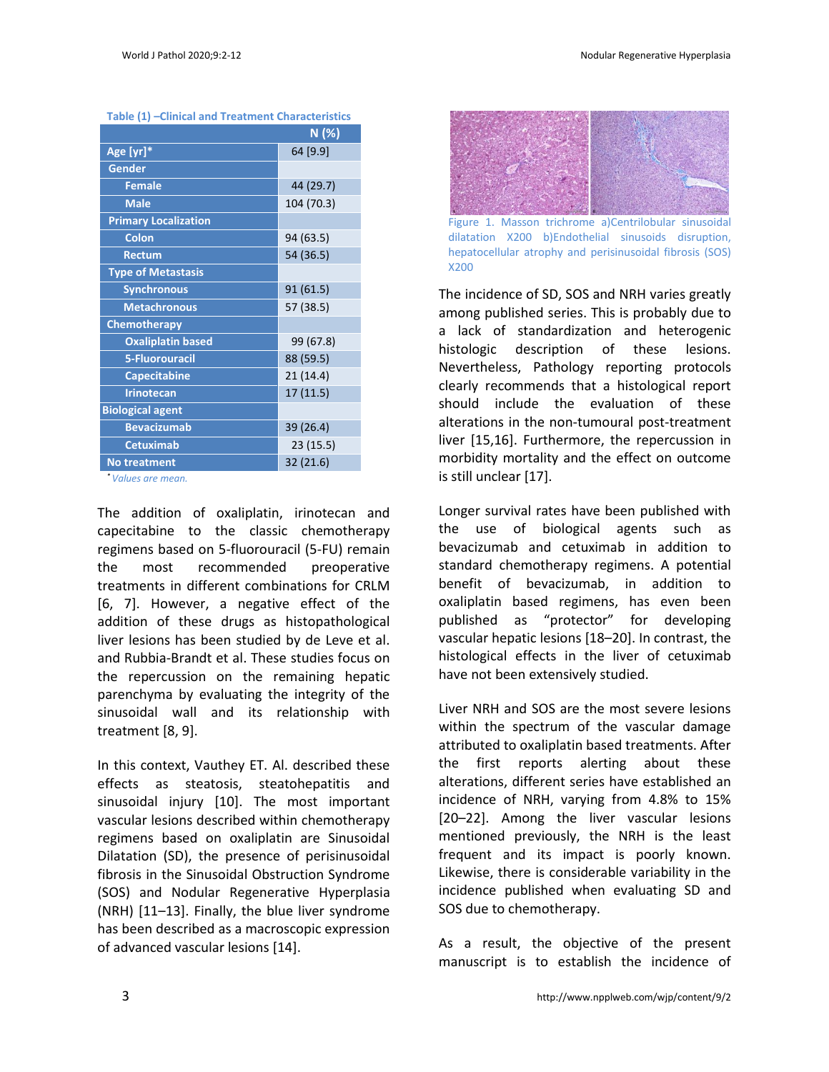Table (1) –Clinical and Treatment Characteristics

| | N (%) |
|---|---|
| Age [yr]* | 64 [9.9] |
| Gender | |
| Female | 44 (29.7) |
| Male | 104 (70.3) |
| Primary Localization | |
| Colon | 94 (63.5) |
| Rectum | 54 (36.5) |
| Type of Metastasis | |
| Synchronous | 91 (61.5) |
| Metachronous | 57 (38.5) |
| Chemotherapy | |
| Oxaliplatin based | 99 (67.8) |
| 5-Fluorouracil | 88 (59.5) |
| Capecitabine | 21 (14.4) |
| Irinotecan | 17 (11.5) |
| Biological agent | |
| Bevacizumab | 39 (26.4) |
| Cetuximab | 23 (15.5) |
| No treatment | 32 (21.6) |

*Values are mean.

The addition of oxaliplatin, irinotecan and capecitabine to the classic chemotherapy regimens based on 5-fluorouracil (5-FU) remain the most recommended preoperative treatments in different combinations for CRLM [6, 7]. However, a negative effect of the addition of these drugs as histopathological liver lesions has been studied by de Leve et al. and Rubbia-Brandt et al. These studies focus on the repercussion on the remaining hepatic parenchyma by evaluating the integrity of the sinusoidal wall and its relationship with treatment [8, 9].

In this context, Vauthey ET. Al. described these effects as steatosis, steatohepatitis and sinusoidal injury [10]. The most important vascular lesions described within chemotherapy regimens based on oxaliplatin are Sinusoidal Dilatation (SD), the presence of perisinusoidal fibrosis in the Sinusoidal Obstruction Syndrome (SOS) and Nodular Regenerative Hyperplasia (NRH) [11–13]. Finally, the blue liver syndrome has been described as a macroscopic expression of advanced vascular lesions [14].

Figure 1. Masson trichrome a)Centrilobular sinusoidal dilatation X200 b)Endothelial sinusoids disruption, hepatocellular atrophy and perisinusoidal fibrosis (SOS) X200

The incidence of SD, SOS and NRH varies greatly among published series. This is probably due to a lack of standardization and heterogenic histologic description of these lesions. Nevertheless, Pathology reporting protocols clearly recommends that a histological report should include the evaluation of these alterations in the non-tumoural post-treatment liver [15,16]. Furthermore, the repercussion in morbidity mortality and the effect on outcome is still unclear [17].

Longer survival rates have been published with the use of biological agents such as bevacizumab and cetuximab in addition to standard chemotherapy regimens. A potential benefit of bevacizumab, in addition to oxaliplatin based regimens, has even been published as "protector" for developing vascular hepatic lesions [18–20]. In contrast, the histological effects in the liver of cetuximab have not been extensively studied.

Liver NRH and SOS are the most severe lesions within the spectrum of the vascular damage attributed to oxaliplatin based treatments. After the first reports alerting about these alterations, different series have established an incidence of NRH, varying from 4.8% to 15% [20–22]. Among the liver vascular lesions mentioned previously, the NRH is the least frequent and its impact is poorly known. Likewise, there is considerable variability in the incidence published when evaluating SD and SOS due to chemotherapy.

As a result, the objective of the present manuscript is to establish the incidence of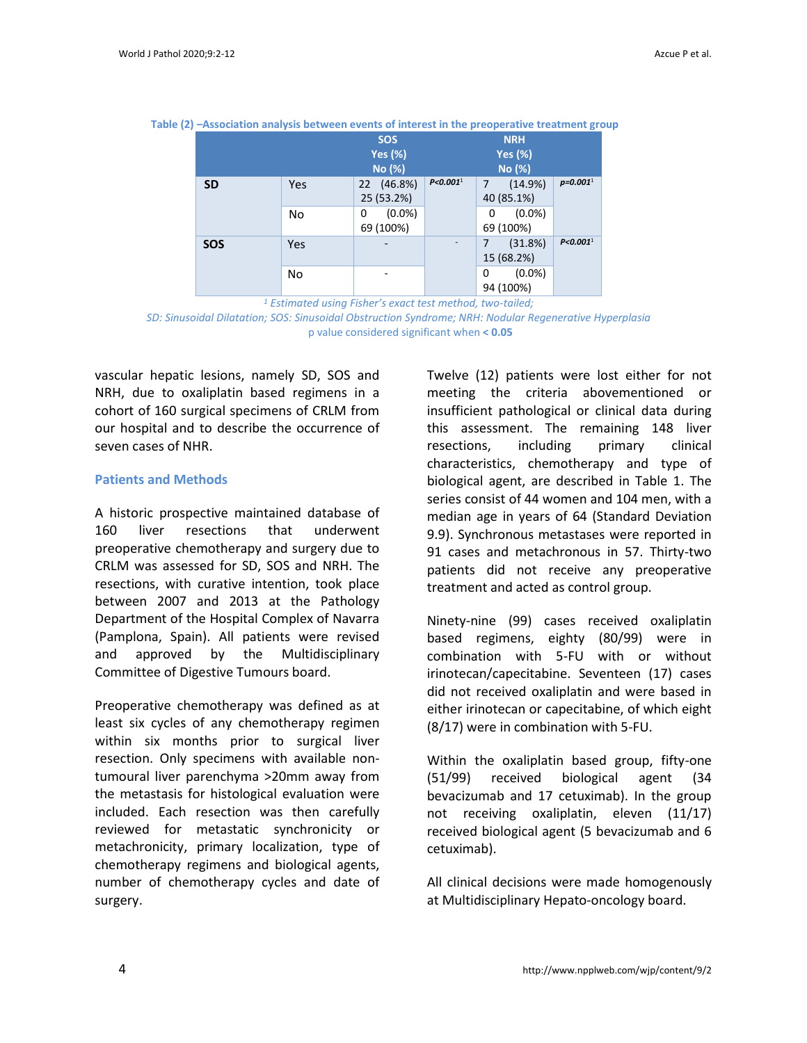**Table (2) –Association analysis between events of interest in the preoperative treatment group**

| | | SOS Yes (%) No (%) | | NRH Yes (%) No (%) | |
|---|---|---|---|---|---|
| **SD** | Yes | 22 (46.8%) 25 (53.2%) | *P<0.001*[1] | 7 (14.9%) 40 (85.1%) | *p=0.001*[1] |
| | No | 0 (0.0%) 69 (100%) | | 0 (0.0%) 69 (100%) | |
| **SOS** | Yes | - | - | 7 (31.8%) 15 (68.2%) | *P<0.001*[1] |
| | No | - | | 0 (0.0%) 94 (100%) | |

*[1] Estimated using Fisher's exact test method, two-tailed;*
*SD: Sinusoidal Dilatation; SOS: Sinusoidal Obstruction Syndrome; NRH: Nodular Regenerative Hyperplasia*
p value considered significant when **< 0.05**

vascular hepatic lesions, namely SD, SOS and NRH, due to oxaliplatin based regimens in a cohort of 160 surgical specimens of CRLM from our hospital and to describe the occurrence of seven cases of NHR.

## Patients and Methods

A historic prospective maintained database of 160 liver resections that underwent preoperative chemotherapy and surgery due to CRLM was assessed for SD, SOS and NRH. The resections, with curative intention, took place between 2007 and 2013 at the Pathology Department of the Hospital Complex of Navarra (Pamplona, Spain). All patients were revised and approved by the Multidisciplinary Committee of Digestive Tumours board.

Preoperative chemotherapy was defined as at least six cycles of any chemotherapy regimen within six months prior to surgical liver resection. Only specimens with available non-tumoural liver parenchyma >20mm away from the metastasis for histological evaluation were included. Each resection was then carefully reviewed for metastatic synchronicity or metachronicity, primary localization, type of chemotherapy regimens and biological agents, number of chemotherapy cycles and date of surgery.

Twelve (12) patients were lost either for not meeting the criteria abovementioned or insufficient pathological or clinical data during this assessment. The remaining 148 liver resections, including primary clinical characteristics, chemotherapy and type of biological agent, are described in Table 1. The series consist of 44 women and 104 men, with a median age in years of 64 (Standard Deviation 9.9). Synchronous metastases were reported in 91 cases and metachronous in 57. Thirty-two patients did not receive any preoperative treatment and acted as control group.

Ninety-nine (99) cases received oxaliplatin based regimens, eighty (80/99) were in combination with 5-FU with or without irinotecan/capecitabine. Seventeen (17) cases did not received oxaliplatin and were based in either irinotecan or capecitabine, of which eight (8/17) were in combination with 5-FU.

Within the oxaliplatin based group, fifty-one (51/99) received biological agent (34 bevacizumab and 17 cetuximab). In the group not receiving oxaliplatin, eleven (11/17) received biological agent (5 bevacizumab and 6 cetuximab).

All clinical decisions were made homogenously at Multidisciplinary Hepato-oncology board.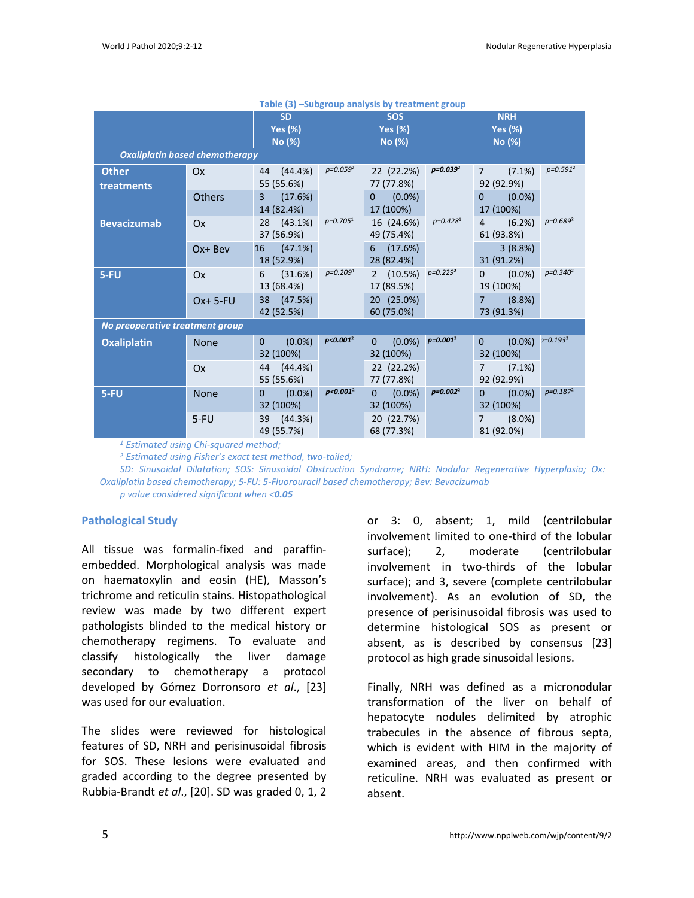**Table (3) –Subgroup analysis by treatment group**

| | | SD Yes (%) No (%) | | SOS Yes (%) No (%) | | NRH Yes (%) No (%) | |
|---|---|---|---|---|---|---|---|
| ***Oxaliplatin based chemotherapy*** | | | | | | | |
| **Other treatments** | Ox | 44 (44.4%) 55 (55.6%) | *p=0.059*[2] | 22 (22.2%) 77 (77.8%) | ***p=0.039***[2] | 7 (7.1%) 92 (92.9%) | *p=0.591*[2] |
| | Others | 3 (17.6%) 14 (82.4%) | | 0 (0.0%) 17 (100%) | | 0 (0.0%) 17 (100%) | |
| **Bevacizumab** | Ox | 28 (43.1%) 37 (56.9%) | *p=0.705*[1] | 16 (24.6%) 49 (75.4%) | *p=0.428*[1] | 4 (6.2%) 61 (93.8%) | *p=0.689*[2] |
| | Ox+ Bev | 16 (47.1%) 18 (52.9%) | | 6 (17.6%) 28 (82.4%) | | 3 (8.8%) 31 (91.2%) | |
| **5-FU** | Ox | 6 (31.6%) 13 (68.4%) | *p=0.209*[1] | 2 (10.5%) 17 (89.5%) | *p=0.229*[2] | 0 (0.0%) 19 (100%) | *p=0.340*[2] |
| | Ox+ 5-FU | 38 (47.5%) 42 (52.5%) | | 20 (25.0%) 60 (75.0%) | | 7 (8.8%) 73 (91.3%) | |
| ***No preoperative treatment group*** | | | | | | | |
| **Oxaliplatin** | None | 0 (0.0%) 32 (100%) | ***p<0.001***[2] | 0 (0.0%) 32 (100%) | ***p=0.001***[2] | 0 (0.0%) 32 (100%) | *p=0.193*[2] |
| | Ox | 44 (44.4%) 55 (55.6%) | | 22 (22.2%) 77 (77.8%) | | 7 (7.1%) 92 (92.9%) | |
| **5-FU** | None | 0 (0.0%) 32 (100%) | ***p<0.001***[2] | 0 (0.0%) 32 (100%) | ***p=0.002***[2] | 0 (0.0%) 32 (100%) | *p=0.187*[2] |
| | 5-FU | 39 (44.3%) 49 (55.7%) | | 20 (22.7%) 68 (77.3%) | | 7 (8.0%) 81 (92.0%) | |

*[1] Estimated using Chi-squared method;*
*[2] Estimated using Fisher's exact test method, two-tailed;*
*SD: Sinusoidal Dilatation; SOS: Sinusoidal Obstruction Syndrome; NRH: Nodular Regenerative Hyperplasia; Ox: Oxaliplatin based chemotherapy; 5-FU: 5-Fluorouracil based chemotherapy; Bev: Bevacizumab*
*p value considered significant when <**0.05***

## Pathological Study

All tissue was formalin-fixed and paraffin-embedded. Morphological analysis was made on haematoxylin and eosin (HE), Masson's trichrome and reticulin stains. Histopathological review was made by two different expert pathologists blinded to the medical history or chemotherapy regimens. To evaluate and classify histologically the liver damage secondary to chemotherapy a protocol developed by Gómez Dorronsoro *et al*., [23] was used for our evaluation.

The slides were reviewed for histological features of SD, NRH and perisinusoidal fibrosis for SOS. These lesions were evaluated and graded according to the degree presented by Rubbia-Brandt *et al*., [20]. SD was graded 0, 1, 2 or 3: 0, absent; 1, mild (centrilobular involvement limited to one-third of the lobular surface); 2, moderate (centrilobular involvement in two-thirds of the lobular surface); and 3, severe (complete centrilobular involvement). As an evolution of SD, the presence of perisinusoidal fibrosis was used to determine histological SOS as present or absent, as is described by consensus [23] protocol as high grade sinusoidal lesions.

Finally, NRH was defined as a micronodular transformation of the liver on behalf of hepatocyte nodules delimited by atrophic trabecules in the absence of fibrous septa, which is evident with HIM in the majority of examined areas, and then confirmed with reticuline. NRH was evaluated as present or absent.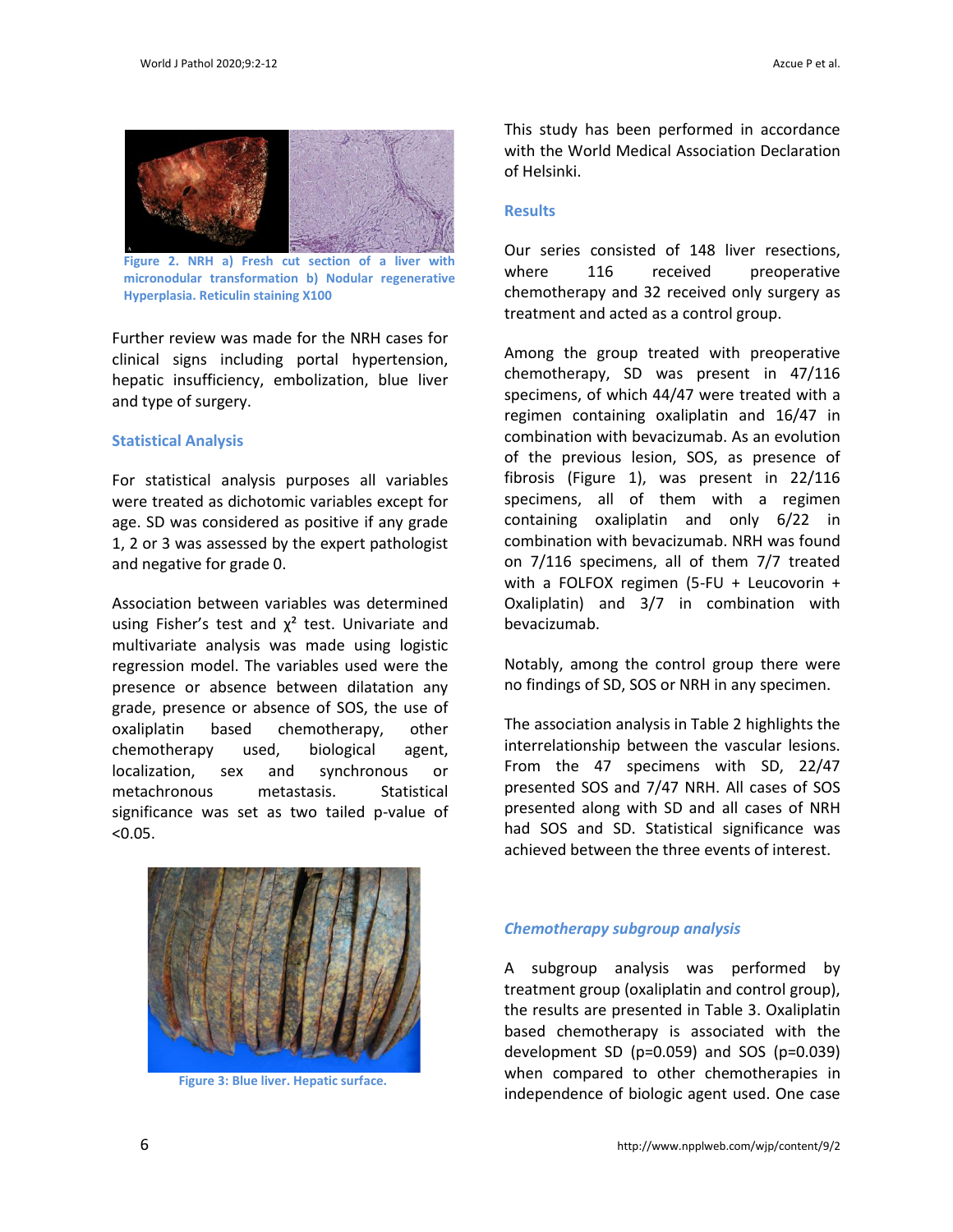Figure 2. NRH a) Fresh cut section of a liver with micronodular transformation b) Nodular regenerative Hyperplasia. Reticulin staining X100

Further review was made for the NRH cases for clinical signs including portal hypertension, hepatic insufficiency, embolization, blue liver and type of surgery.

### Statistical Analysis

For statistical analysis purposes all variables were treated as dichotomic variables except for age. SD was considered as positive if any grade 1, 2 or 3 was assessed by the expert pathologist and negative for grade 0.

Association between variables was determined using Fisher's test and $\chi^2$ test. Univariate and multivariate analysis was made using logistic regression model. The variables used were the presence or absence between dilatation any grade, presence or absence of SOS, the use of oxaliplatin based chemotherapy, other chemotherapy used, biological agent, localization, sex and synchronous or metachronous metastasis. Statistical significance was set as two tailed p-value of <0.05.

Figure 3: Blue liver. Hepatic surface.

This study has been performed in accordance with the World Medical Association Declaration of Helsinki.

### Results

Our series consisted of 148 liver resections, where 116 received preoperative chemotherapy and 32 received only surgery as treatment and acted as a control group.

Among the group treated with preoperative chemotherapy, SD was present in 47/116 specimens, of which 44/47 were treated with a regimen containing oxaliplatin and 16/47 in combination with bevacizumab. As an evolution of the previous lesion, SOS, as presence of fibrosis (Figure 1), was present in 22/116 specimens, all of them with a regimen containing oxaliplatin and only 6/22 in combination with bevacizumab. NRH was found on 7/116 specimens, all of them 7/7 treated with a FOLFOX regimen (5-FU + Leucovorin + Oxaliplatin) and 3/7 in combination with bevacizumab.

Notably, among the control group there were no findings of SD, SOS or NRH in any specimen.

The association analysis in Table 2 highlights the interrelationship between the vascular lesions. From the 47 specimens with SD, 22/47 presented SOS and 7/47 NRH. All cases of SOS presented along with SD and all cases of NRH had SOS and SD. Statistical significance was achieved between the three events of interest.

#### *Chemotherapy subgroup analysis*

A subgroup analysis was performed by treatment group (oxaliplatin and control group), the results are presented in Table 3. Oxaliplatin based chemotherapy is associated with the development SD (p=0.059) and SOS (p=0.039) when compared to other chemotherapies in independence of biologic agent used. One case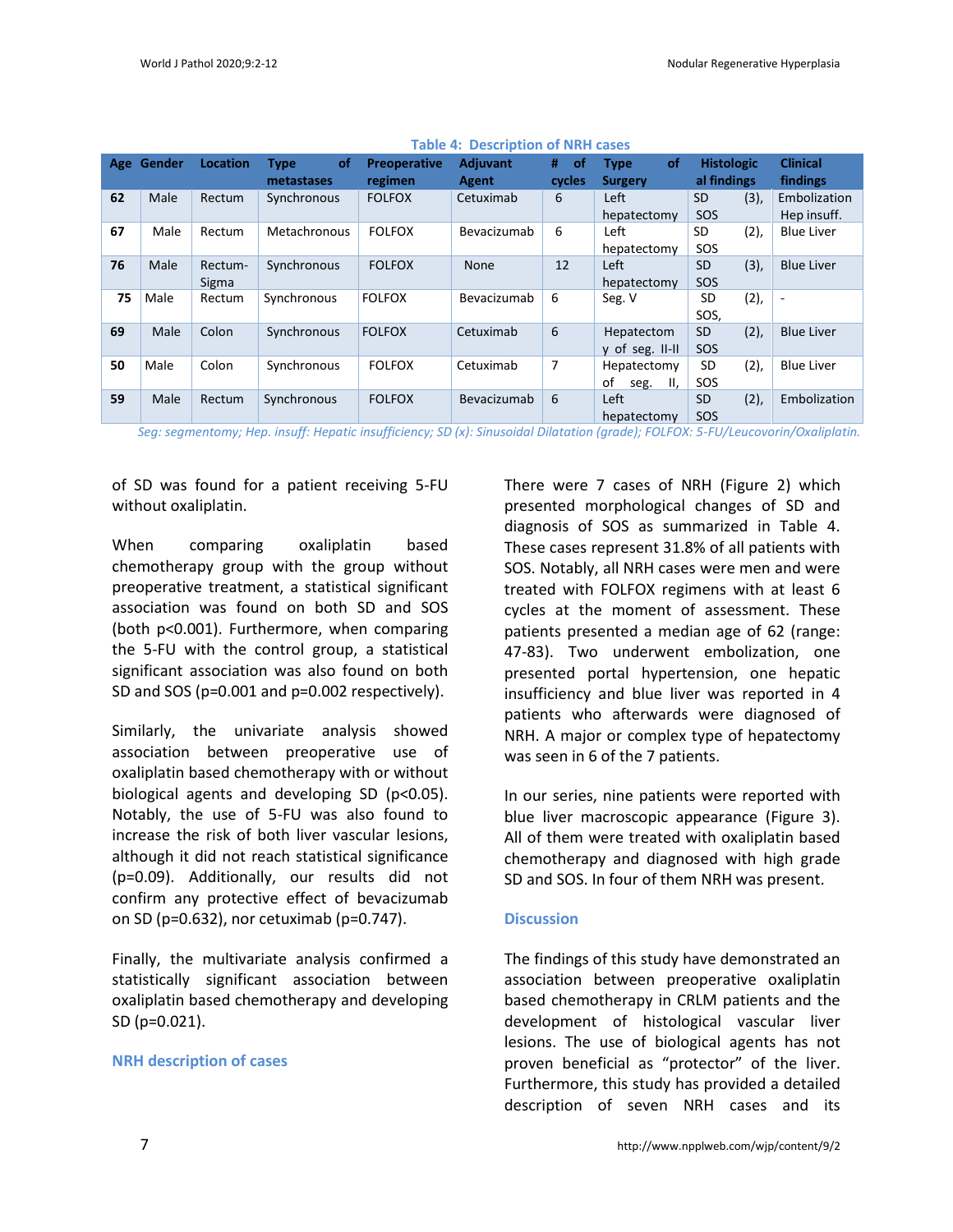**Table 4: Description of NRH cases**

| Age | Gender | Location | Type of metastases | Preoperative regimen | Adjuvant Agent | # of cycles | Type of Surgery | Histological findings | Clinical findings |
|---|---|---|---|---|---|---|---|---|---|
| **62** | Male | Rectum | Synchronous | FOLFOX | Cetuximab | 6 | Left hepatectomy | SD (3), SOS | Embolization Hep insuff. |
| **67** | Male | Rectum | Metachronous | FOLFOX | Bevacizumab | 6 | Left hepatectomy | SD (2), SOS | Blue Liver |
| **76** | Male | Rectum-Sigma | Synchronous | FOLFOX | None | 12 | Left hepatectomy | SD (3), SOS | Blue Liver |
| **75** | Male | Rectum | Synchronous | FOLFOX | Bevacizumab | 6 | Seg. V | SD (2), SOS, | - |
| **69** | Male | Colon | Synchronous | FOLFOX | Cetuximab | 6 | Hepatectomy of seg. II-II | SD (2), SOS | Blue Liver |
| **50** | Male | Colon | Synchronous | FOLFOX | Cetuximab | 7 | Hepatectomy of seg. II, | SD (2), SOS | Blue Liver |
| **59** | Male | Rectum | Synchronous | FOLFOX | Bevacizumab | 6 | Left hepatectomy | SD (2), SOS | Embolization |

*Seg: segmentomy; Hep. insuff: Hepatic insufficiency; SD (x): Sinusoidal Dilatation (grade); FOLFOX: 5-FU/Leucovorin/Oxaliplatin.*

of SD was found for a patient receiving 5-FU without oxaliplatin.

When comparing oxaliplatin based chemotherapy group with the group without preoperative treatment, a statistical significant association was found on both SD and SOS (both $p<0.001$). Furthermore, when comparing the 5-FU with the control group, a statistical significant association was also found on both SD and SOS ($p=0.001$ and $p=0.002$ respectively).

Similarly, the univariate analysis showed association between preoperative use of oxaliplatin based chemotherapy with or without biological agents and developing SD ($p<0.05$). Notably, the use of 5-FU was also found to increase the risk of both liver vascular lesions, although it did not reach statistical significance ($p=0.09$). Additionally, our results did not confirm any protective effect of bevacizumab on SD ($p=0.632$), nor cetuximab ($p=0.747$).

Finally, the multivariate analysis confirmed a statistically significant association between oxaliplatin based chemotherapy and developing SD ($p=0.021$).

### NRH description of cases

There were 7 cases of NRH (Figure 2) which presented morphological changes of SD and diagnosis of SOS as summarized in Table 4. These cases represent 31.8% of all patients with SOS. Notably, all NRH cases were men and were treated with FOLFOX regimens with at least 6 cycles at the moment of assessment. These patients presented a median age of 62 (range: 47-83). Two underwent embolization, one presented portal hypertension, one hepatic insufficiency and blue liver was reported in 4 patients who afterwards were diagnosed of NRH. A major or complex type of hepatectomy was seen in 6 of the 7 patients.

In our series, nine patients were reported with blue liver macroscopic appearance (Figure 3). All of them were treated with oxaliplatin based chemotherapy and diagnosed with high grade SD and SOS. In four of them NRH was present.

## Discussion

The findings of this study have demonstrated an association between preoperative oxaliplatin based chemotherapy in CRLM patients and the development of histological vascular liver lesions. The use of biological agents has not proven beneficial as "protector" of the liver. Furthermore, this study has provided a detailed description of seven NRH cases and its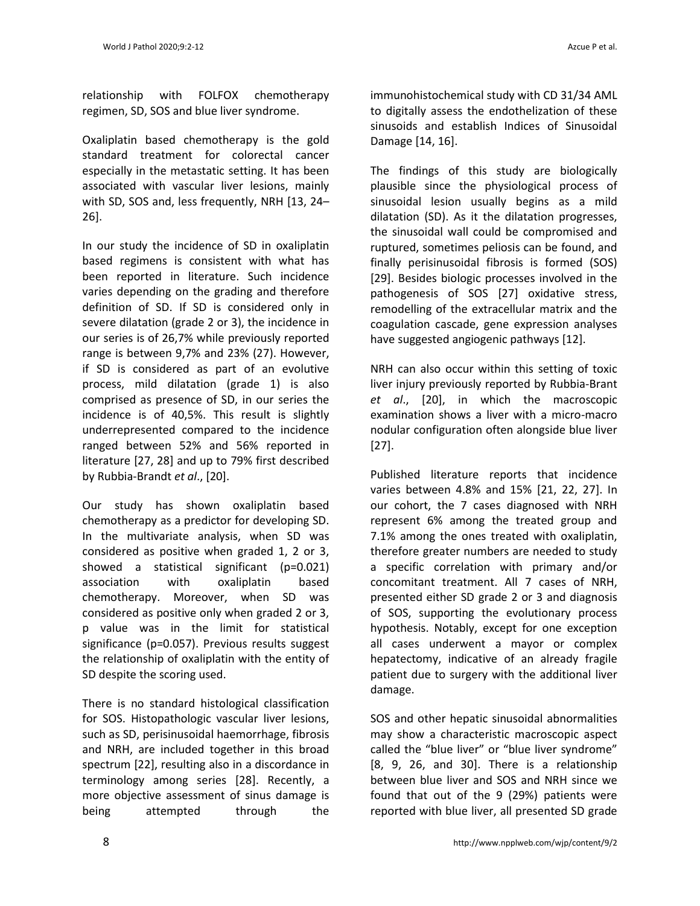relationship with FOLFOX chemotherapy regimen, SD, SOS and blue liver syndrome.

Oxaliplatin based chemotherapy is the gold standard treatment for colorectal cancer especially in the metastatic setting. It has been associated with vascular liver lesions, mainly with SD, SOS and, less frequently, NRH [13, 24–26].

In our study the incidence of SD in oxaliplatin based regimens is consistent with what has been reported in literature. Such incidence varies depending on the grading and therefore definition of SD. If SD is considered only in severe dilatation (grade 2 or 3), the incidence in our series is of 26,7% while previously reported range is between 9,7% and 23% (27). However, if SD is considered as part of an evolutive process, mild dilatation (grade 1) is also comprised as presence of SD, in our series the incidence is of 40,5%. This result is slightly underrepresented compared to the incidence ranged between 52% and 56% reported in literature [27, 28] and up to 79% first described by Rubbia-Brandt *et al*., [20].

Our study has shown oxaliplatin based chemotherapy as a predictor for developing SD. In the multivariate analysis, when SD was considered as positive when graded 1, 2 or 3, showed a statistical significant (p=0.021) association with oxaliplatin based chemotherapy. Moreover, when SD was considered as positive only when graded 2 or 3, p value was in the limit for statistical significance (p=0.057). Previous results suggest the relationship of oxaliplatin with the entity of SD despite the scoring used.

There is no standard histological classification for SOS. Histopathologic vascular liver lesions, such as SD, perisinusoidal haemorrhage, fibrosis and NRH, are included together in this broad spectrum [22], resulting also in a discordance in terminology among series [28]. Recently, a more objective assessment of sinus damage is being attempted through the immunohistochemical study with CD 31/34 AML to digitally assess the endothelization of these sinusoids and establish Indices of Sinusoidal Damage [14, 16].

The findings of this study are biologically plausible since the physiological process of sinusoidal lesion usually begins as a mild dilatation (SD). As it the dilatation progresses, the sinusoidal wall could be compromised and ruptured, sometimes peliosis can be found, and finally perisinusoidal fibrosis is formed (SOS) [29]. Besides biologic processes involved in the pathogenesis of SOS [27] oxidative stress, remodelling of the extracellular matrix and the coagulation cascade, gene expression analyses have suggested angiogenic pathways [12].

NRH can also occur within this setting of toxic liver injury previously reported by Rubbia-Brant *et al*., [20], in which the macroscopic examination shows a liver with a micro-macro nodular configuration often alongside blue liver [27].

Published literature reports that incidence varies between 4.8% and 15% [21, 22, 27]. In our cohort, the 7 cases diagnosed with NRH represent 6% among the treated group and 7.1% among the ones treated with oxaliplatin, therefore greater numbers are needed to study a specific correlation with primary and/or concomitant treatment. All 7 cases of NRH, presented either SD grade 2 or 3 and diagnosis of SOS, supporting the evolutionary process hypothesis. Notably, except for one exception all cases underwent a mayor or complex hepatectomy, indicative of an already fragile patient due to surgery with the additional liver damage.

SOS and other hepatic sinusoidal abnormalities may show a characteristic macroscopic aspect called the "blue liver" or "blue liver syndrome" [8, 9, 26, and 30]. There is a relationship between blue liver and SOS and NRH since we found that out of the 9 (29%) patients were reported with blue liver, all presented SD grade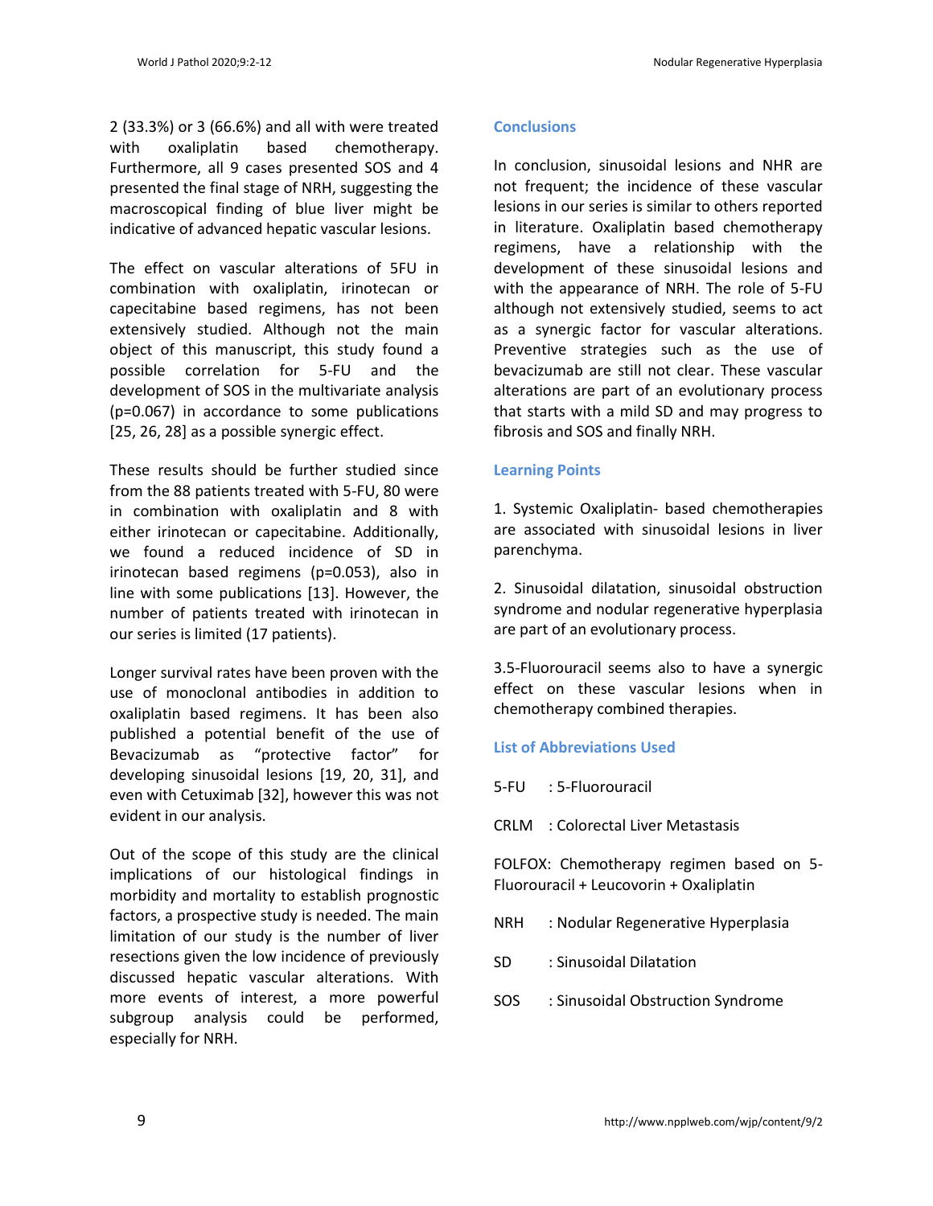2 (33.3%) or 3 (66.6%) and all with were treated with oxaliplatin based chemotherapy. Furthermore, all 9 cases presented SOS and 4 presented the final stage of NRH, suggesting the macroscopical finding of blue liver might be indicative of advanced hepatic vascular lesions.

The effect on vascular alterations of 5FU in combination with oxaliplatin, irinotecan or capecitabine based regimens, has not been extensively studied. Although not the main object of this manuscript, this study found a possible correlation for 5-FU and the development of SOS in the multivariate analysis (p=0.067) in accordance to some publications [25, 26, 28] as a possible synergic effect.

These results should be further studied since from the 88 patients treated with 5-FU, 80 were in combination with oxaliplatin and 8 with either irinotecan or capecitabine. Additionally, we found a reduced incidence of SD in irinotecan based regimens (p=0.053), also in line with some publications [13]. However, the number of patients treated with irinotecan in our series is limited (17 patients).

Longer survival rates have been proven with the use of monoclonal antibodies in addition to oxaliplatin based regimens. It has been also published a potential benefit of the use of Bevacizumab as "protective factor" for developing sinusoidal lesions [19, 20, 31], and even with Cetuximab [32], however this was not evident in our analysis.

Out of the scope of this study are the clinical implications of our histological findings in morbidity and mortality to establish prognostic factors, a prospective study is needed. The main limitation of our study is the number of liver resections given the low incidence of previously discussed hepatic vascular alterations. With more events of interest, a more powerful subgroup analysis could be performed, especially for NRH.

## Conclusions

In conclusion, sinusoidal lesions and NHR are not frequent; the incidence of these vascular lesions in our series is similar to others reported in literature. Oxaliplatin based chemotherapy regimens, have a relationship with the development of these sinusoidal lesions and with the appearance of NRH. The role of 5-FU although not extensively studied, seems to act as a synergic factor for vascular alterations. Preventive strategies such as the use of bevacizumab are still not clear. These vascular alterations are part of an evolutionary process that starts with a mild SD and may progress to fibrosis and SOS and finally NRH.

## Learning Points

1. Systemic Oxaliplatin- based chemotherapies are associated with sinusoidal lesions in liver parenchyma.

2. Sinusoidal dilatation, sinusoidal obstruction syndrome and nodular regenerative hyperplasia are part of an evolutionary process.

3.5-Fluorouracil seems also to have a synergic effect on these vascular lesions when in chemotherapy combined therapies.

## List of Abbreviations Used

5-FU : 5-Fluorouracil

CRLM : Colorectal Liver Metastasis

FOLFOX: Chemotherapy regimen based on 5-Fluorouracil + Leucovorin + Oxaliplatin

NRH : Nodular Regenerative Hyperplasia

SD : Sinusoidal Dilatation

SOS : Sinusoidal Obstruction Syndrome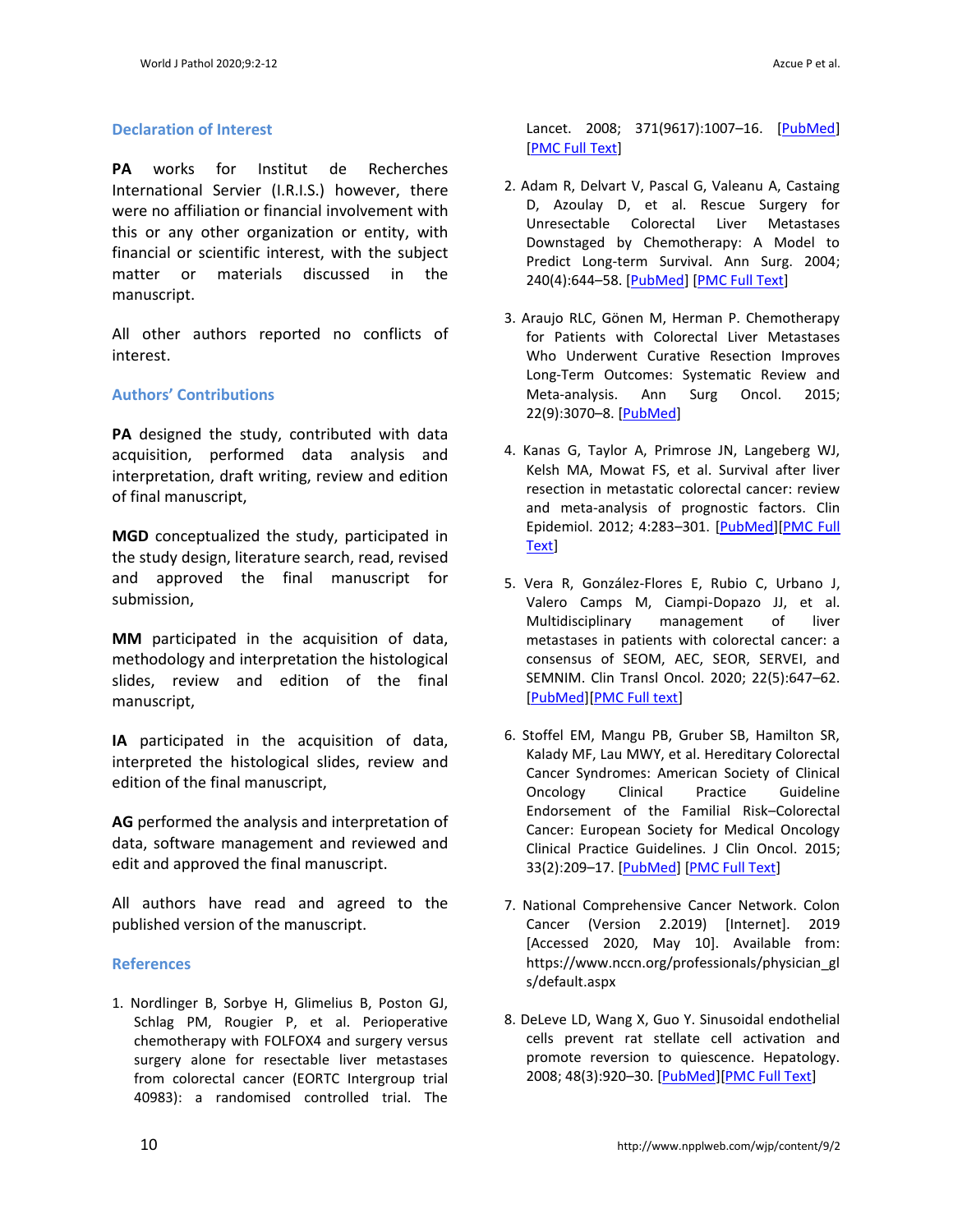## Declaration of Interest

**PA** works for Institut de Recherches International Servier (I.R.I.S.) however, there were no affiliation or financial involvement with this or any other organization or entity, with financial or scientific interest, with the subject matter or materials discussed in the manuscript.

All other authors reported no conflicts of interest.

## Authors' Contributions

**PA** designed the study, contributed with data acquisition, performed data analysis and interpretation, draft writing, review and edition of final manuscript,

**MGD** conceptualized the study, participated in the study design, literature search, read, revised and approved the final manuscript for submission,

**MM** participated in the acquisition of data, methodology and interpretation the histological slides, review and edition of the final manuscript,

**IA** participated in the acquisition of data, interpreted the histological slides, review and edition of the final manuscript,

**AG** performed the analysis and interpretation of data, software management and reviewed and edit and approved the final manuscript.

All authors have read and agreed to the published version of the manuscript.

## References

1. Nordlinger B, Sorbye H, Glimelius B, Poston GJ, Schlag PM, Rougier P, et al. Perioperative chemotherapy with FOLFOX4 and surgery versus surgery alone for resectable liver metastases from colorectal cancer (EORTC Intergroup trial 40983): a randomised controlled trial. The Lancet. 2008; 371(9617):1007–16. [PubMed] [PMC Full Text]

2. Adam R, Delvart V, Pascal G, Valeanu A, Castaing D, Azoulay D, et al. Rescue Surgery for Unresectable Colorectal Liver Metastases Downstaged by Chemotherapy: A Model to Predict Long-term Survival. Ann Surg. 2004; 240(4):644–58. [PubMed] [PMC Full Text]

3. Araujo RLC, Gönen M, Herman P. Chemotherapy for Patients with Colorectal Liver Metastases Who Underwent Curative Resection Improves Long-Term Outcomes: Systematic Review and Meta-analysis. Ann Surg Oncol. 2015; 22(9):3070–8. [PubMed]

4. Kanas G, Taylor A, Primrose JN, Langeberg WJ, Kelsh MA, Mowat FS, et al. Survival after liver resection in metastatic colorectal cancer: review and meta-analysis of prognostic factors. Clin Epidemiol. 2012; 4:283–301. [PubMed][PMC Full Text]

5. Vera R, González-Flores E, Rubio C, Urbano J, Valero Camps M, Ciampi-Dopazo JJ, et al. Multidisciplinary management of liver metastases in patients with colorectal cancer: a consensus of SEOM, AEC, SEOR, SERVEI, and SEMNIM. Clin Transl Oncol. 2020; 22(5):647–62. [PubMed][PMC Full text]

6. Stoffel EM, Mangu PB, Gruber SB, Hamilton SR, Kalady MF, Lau MWY, et al. Hereditary Colorectal Cancer Syndromes: American Society of Clinical Oncology Clinical Practice Guideline Endorsement of the Familial Risk–Colorectal Cancer: European Society for Medical Oncology Clinical Practice Guidelines. J Clin Oncol. 2015; 33(2):209–17. [PubMed] [PMC Full Text]

7. National Comprehensive Cancer Network. Colon Cancer (Version 2.2019) [Internet]. 2019 [Accessed 2020, May 10]. Available from: https://www.nccn.org/professionals/physician_gls/default.aspx

8. DeLeve LD, Wang X, Guo Y. Sinusoidal endothelial cells prevent rat stellate cell activation and promote reversion to quiescence. Hepatology. 2008; 48(3):920–30. [PubMed][PMC Full Text]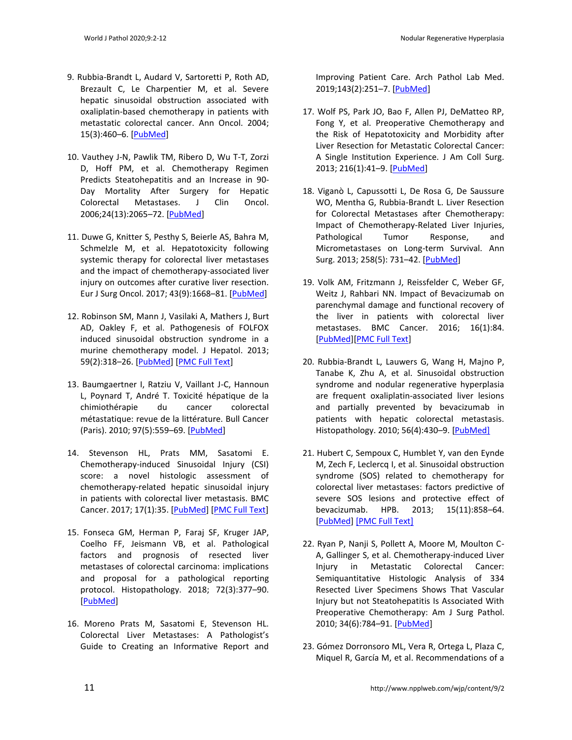9. Rubbia-Brandt L, Audard V, Sartoretti P, Roth AD, Brezault C, Le Charpentier M, et al. Severe hepatic sinusoidal obstruction associated with oxaliplatin-based chemotherapy in patients with metastatic colorectal cancer. Ann Oncol. 2004; 15(3):460–6. [PubMed]

10. Vauthey J-N, Pawlik TM, Ribero D, Wu T-T, Zorzi D, Hoff PM, et al. Chemotherapy Regimen Predicts Steatohepatitis and an Increase in 90-Day Mortality After Surgery for Hepatic Colorectal Metastases. J Clin Oncol. 2006;24(13):2065–72. [PubMed]

11. Duwe G, Knitter S, Pesthy S, Beierle AS, Bahra M, Schmelzle M, et al. Hepatotoxicity following systemic therapy for colorectal liver metastases and the impact of chemotherapy-associated liver injury on outcomes after curative liver resection. Eur J Surg Oncol. 2017; 43(9):1668–81. [PubMed]

12. Robinson SM, Mann J, Vasilaki A, Mathers J, Burt AD, Oakley F, et al. Pathogenesis of FOLFOX induced sinusoidal obstruction syndrome in a murine chemotherapy model. J Hepatol. 2013; 59(2):318–26. [PubMed] [PMC Full Text]

13. Baumgaertner I, Ratziu V, Vaillant J-C, Hannoun L, Poynard T, André T. Toxicité hépatique de la chimiothérapie du cancer colorectal métastatique: revue de la littérature. Bull Cancer (Paris). 2010; 97(5):559–69. [PubMed]

14. Stevenson HL, Prats MM, Sasatomi E. Chemotherapy-induced Sinusoidal Injury (CSI) score: a novel histologic assessment of chemotherapy-related hepatic sinusoidal injury in patients with colorectal liver metastasis. BMC Cancer. 2017; 17(1):35. [PubMed] [PMC Full Text]

15. Fonseca GM, Herman P, Faraj SF, Kruger JAP, Coelho FF, Jeismann VB, et al. Pathological factors and prognosis of resected liver metastases of colorectal carcinoma: implications and proposal for a pathological reporting protocol. Histopathology. 2018; 72(3):377–90. [PubMed]

16. Moreno Prats M, Sasatomi E, Stevenson HL. Colorectal Liver Metastases: A Pathologist's Guide to Creating an Informative Report and Improving Patient Care. Arch Pathol Lab Med. 2019;143(2):251–7. [PubMed]

17. Wolf PS, Park JO, Bao F, Allen PJ, DeMatteo RP, Fong Y, et al. Preoperative Chemotherapy and the Risk of Hepatotoxicity and Morbidity after Liver Resection for Metastatic Colorectal Cancer: A Single Institution Experience. J Am Coll Surg. 2013; 216(1):41–9. [PubMed]

18. Viganò L, Capussotti L, De Rosa G, De Saussure WO, Mentha G, Rubbia-Brandt L. Liver Resection for Colorectal Metastases after Chemotherapy: Impact of Chemotherapy-Related Liver Injuries, Pathological Tumor Response, and Micrometastases on Long-term Survival. Ann Surg. 2013; 258(5): 731–42. [PubMed]

19. Volk AM, Fritzmann J, Reissfelder C, Weber GF, Weitz J, Rahbari NN. Impact of Bevacizumab on parenchymal damage and functional recovery of the liver in patients with colorectal liver metastases. BMC Cancer. 2016; 16(1):84. [PubMed][PMC Full Text]

20. Rubbia-Brandt L, Lauwers G, Wang H, Majno P, Tanabe K, Zhu A, et al. Sinusoidal obstruction syndrome and nodular regenerative hyperplasia are frequent oxaliplatin-associated liver lesions and partially prevented by bevacizumab in patients with hepatic colorectal metastasis. Histopathology. 2010; 56(4):430–9. [PubMed]

21. Hubert C, Sempoux C, Humblet Y, van den Eynde M, Zech F, Leclercq I, et al. Sinusoidal obstruction syndrome (SOS) related to chemotherapy for colorectal liver metastases: factors predictive of severe SOS lesions and protective effect of bevacizumab. HPB. 2013; 15(11):858–64. [PubMed] [PMC Full Text]

22. Ryan P, Nanji S, Pollett A, Moore M, Moulton C-A, Gallinger S, et al. Chemotherapy-induced Liver Injury in Metastatic Colorectal Cancer: Semiquantitative Histologic Analysis of 334 Resected Liver Specimens Shows That Vascular Injury but not Steatohepatitis Is Associated With Preoperative Chemotherapy: Am J Surg Pathol. 2010; 34(6):784–91. [PubMed]

23. Gómez Dorronsoro ML, Vera R, Ortega L, Plaza C, Miquel R, García M, et al. Recommendations of a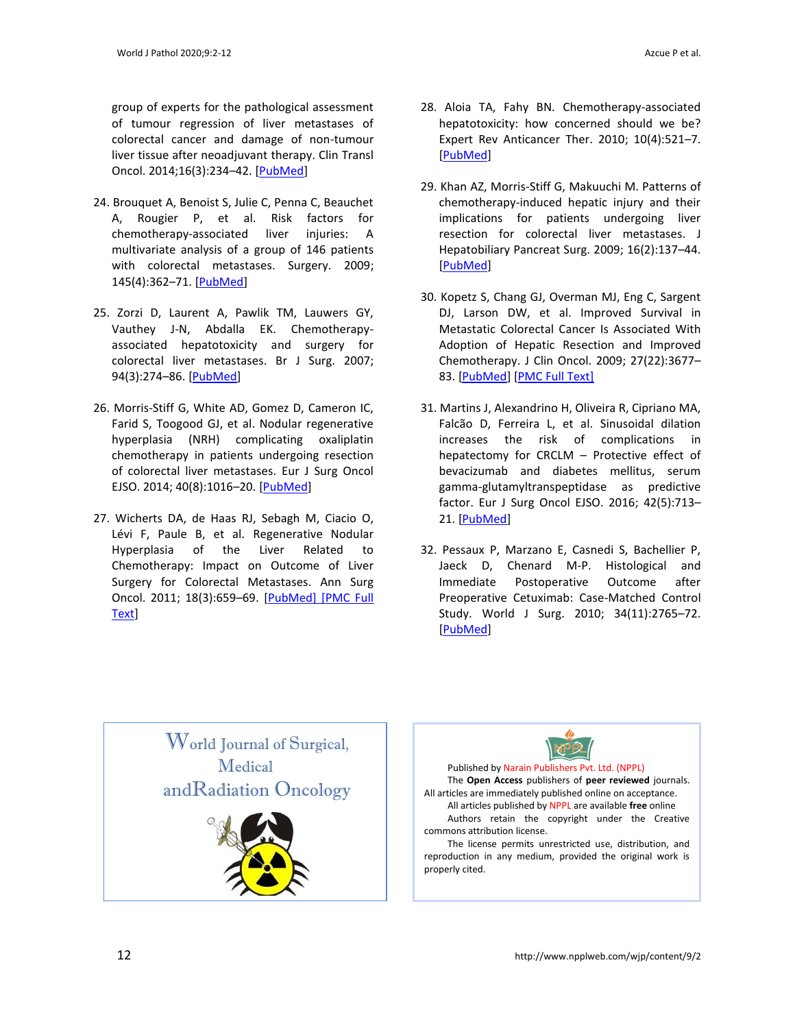group of experts for the pathological assessment of tumour regression of liver metastases of colorectal cancer and damage of non-tumour liver tissue after neoadjuvant therapy. Clin Transl Oncol. 2014;16(3):234–42. [PubMed]

24. Brouquet A, Benoist S, Julie C, Penna C, Beauchet A, Rougier P, et al. Risk factors for chemotherapy-associated liver injuries: A multivariate analysis of a group of 146 patients with colorectal metastases. Surgery. 2009; 145(4):362–71. [PubMed]

25. Zorzi D, Laurent A, Pawlik TM, Lauwers GY, Vauthey J-N, Abdalla EK. Chemotherapy-associated hepatotoxicity and surgery for colorectal liver metastases. Br J Surg. 2007; 94(3):274–86. [PubMed]

26. Morris-Stiff G, White AD, Gomez D, Cameron IC, Farid S, Toogood GJ, et al. Nodular regenerative hyperplasia (NRH) complicating oxaliplatin chemotherapy in patients undergoing resection of colorectal liver metastases. Eur J Surg Oncol EJSO. 2014; 40(8):1016–20. [PubMed]

27. Wicherts DA, de Haas RJ, Sebagh M, Ciacio O, Lévi F, Paule B, et al. Regenerative Nodular Hyperplasia of the Liver Related to Chemotherapy: Impact on Outcome of Liver Surgery for Colorectal Metastases. Ann Surg Oncol. 2011; 18(3):659–69. [PubMed] [PMC Full Text]

28. Aloia TA, Fahy BN. Chemotherapy-associated hepatotoxicity: how concerned should we be? Expert Rev Anticancer Ther. 2010; 10(4):521–7. [PubMed]

29. Khan AZ, Morris-Stiff G, Makuuchi M. Patterns of chemotherapy-induced hepatic injury and their implications for patients undergoing liver resection for colorectal liver metastases. J Hepatobiliary Pancreat Surg. 2009; 16(2):137–44. [PubMed]

30. Kopetz S, Chang GJ, Overman MJ, Eng C, Sargent DJ, Larson DW, et al. Improved Survival in Metastatic Colorectal Cancer Is Associated With Adoption of Hepatic Resection and Improved Chemotherapy. J Clin Oncol. 2009; 27(22):3677–83. [PubMed] [PMC Full Text]

31. Martins J, Alexandrino H, Oliveira R, Cipriano MA, Falcão D, Ferreira L, et al. Sinusoidal dilation increases the risk of complications in hepatectomy for CRCLM – Protective effect of bevacizumab and diabetes mellitus, serum gamma-glutamyltranspeptidase as predictive factor. Eur J Surg Oncol EJSO. 2016; 42(5):713–21. [PubMed]

32. Pessaux P, Marzano E, Casnedi S, Bachellier P, Jaeck D, Chenard M-P. Histological and Immediate Postoperative Outcome after Preoperative Cetuximab: Case-Matched Control Study. World J Surg. 2010; 34(11):2765–72. [PubMed]

World Journal of Surgical, Medical and Radiation Oncology

Published by Narain Publishers Pvt. Ltd. (NPPL)
The **Open Access** publishers of **peer reviewed** journals.
All articles are immediately published online on acceptance.
All articles published by NPPL are available **free** online
Authors retain the copyright under the Creative commons attribution license.
The license permits unrestricted use, distribution, and reproduction in any medium, provided the original work is properly cited.